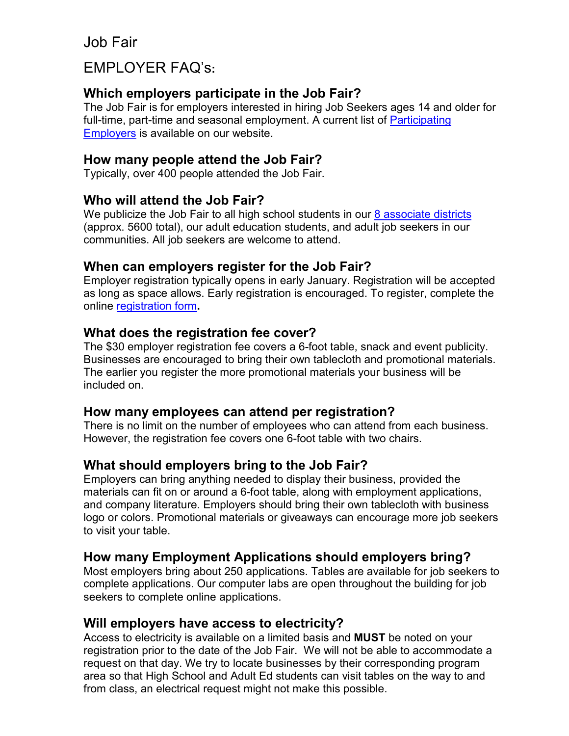# Job Fair

## EMPLOYER FAQ's:

### Which employers participate in the Job Fair?

The Job Fair is for employers interested in hiring Job Seekers ages 14 and older for full-time, part-time and seasonal employment. A current list of Participating Employers is available on our website.

### How many people attend the Job Fair?

Typically, over 400 people attended the Job Fair.

### Who will attend the Job Fair?

We publicize the Job Fair to all high school students in our 8 associate districts (approx. 5600 total), our adult education students, and adult job seekers in our communities. All job seekers are welcome to attend.

### When can employers register for the Job Fair?

Employer registration typically opens in early January. Registration will be accepted as long as space allows. Early registration is encouraged. To register, complete the online registration form**.**

### What does the registration fee cover?

The $30 employer registration fee covers a 6-foot table, snack and event publicity. Businesses are encouraged to bring their own tablecloth and promotional materials. The earlier you register the more promotional materials your business will be included on.

### How many employees can attend per registration?

There is no limit on the number of employees who can attend from each business. However, the registration fee covers one 6-foot table with two chairs.

### What should employers bring to the Job Fair?

Employers can bring anything needed to display their business, provided the materials can fit on or around a 6-foot table, along with employment applications, and company literature. Employers should bring their own tablecloth with business logo or colors. Promotional materials or giveaways can encourage more job seekers to visit your table.

### How many Employment Applications should employers bring?

Most employers bring about 250 applications. Tables are available for job seekers to complete applications. Our computer labs are open throughout the building for job seekers to complete online applications.

### Will employers have access to electricity?

Access to electricity is available on a limited basis and **MUST** be noted on your registration prior to the date of the Job Fair. We will not be able to accommodate a request on that day. We try to locate businesses by their corresponding program area so that High School and Adult Ed students can visit tables on the way to and from class, an electrical request might not make this possible.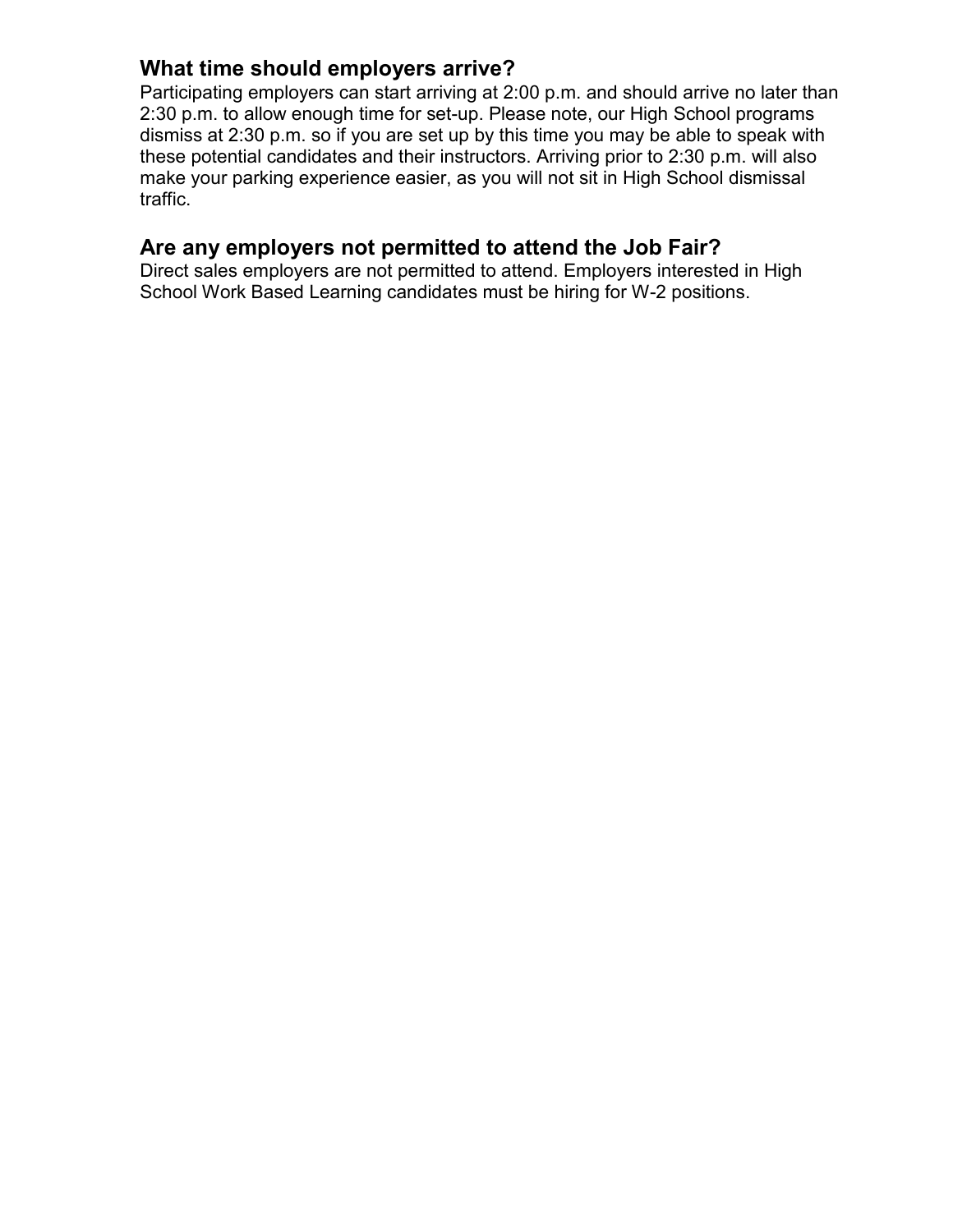### What time should employers arrive?

Participating employers can start arriving at 2:00 p.m. and should arrive no later than 2:30 p.m. to allow enough time for set-up. Please note, our High School programs dismiss at 2:30 p.m. so if you are set up by this time you may be able to speak with these potential candidates and their instructors. Arriving prior to 2:30 p.m. will also make your parking experience easier, as you will not sit in High School dismissal traffic.

### Are any employers not permitted to attend the Job Fair?

Direct sales employers are not permitted to attend. Employers interested in High School Work Based Learning candidates must be hiring for W-2 positions.